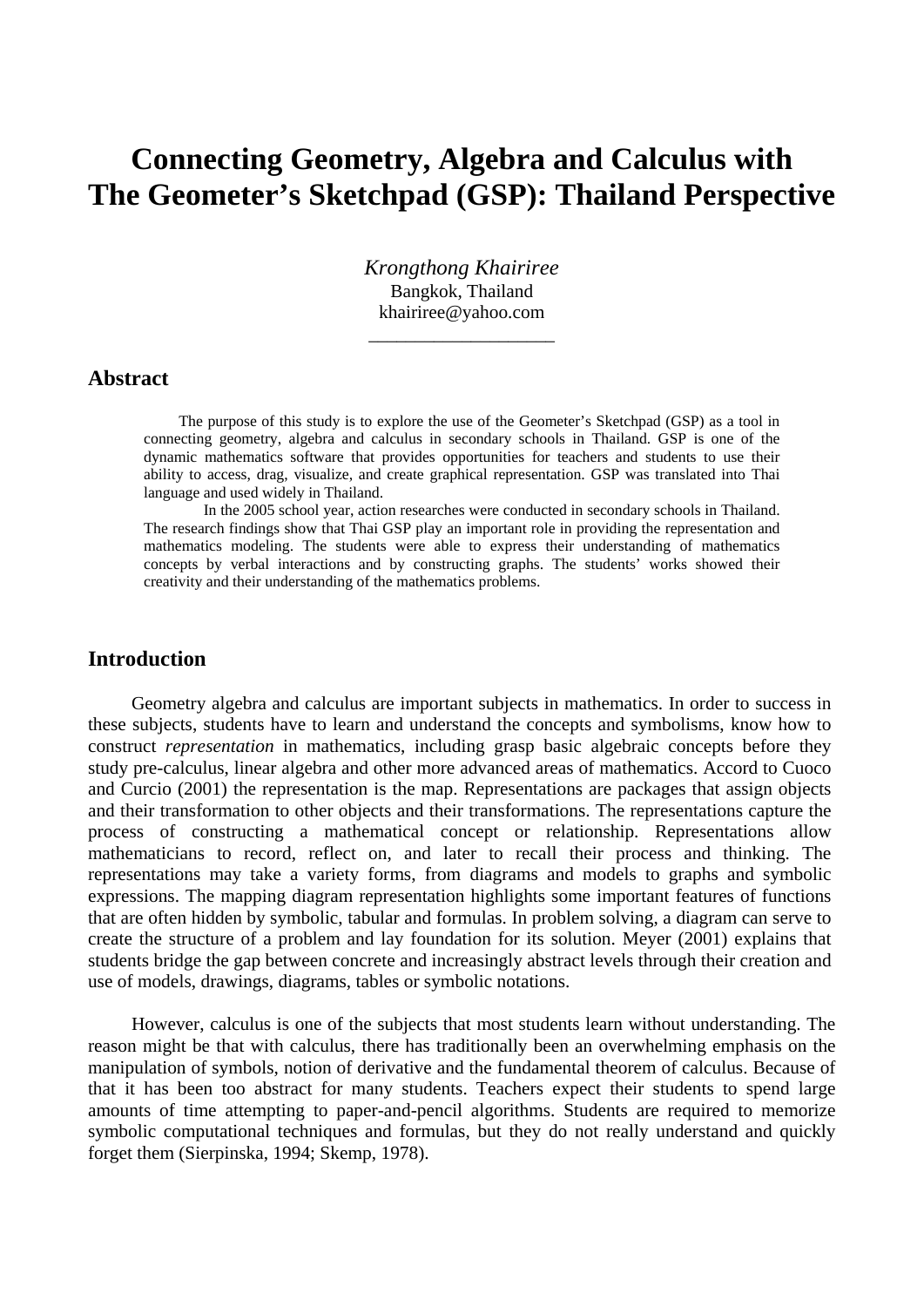# Connecting Geometry, Algebra and Calculus with The Geometer's Sketchpad (GSP): Thailand Perspective

*Krongthong Khairiree*
Bangkok, Thailand
khairiree@yahoo.com

---

## Abstract

The purpose of this study is to explore the use of the Geometer's Sketchpad (GSP) as a tool in connecting geometry, algebra and calculus in secondary schools in Thailand. GSP is one of the dynamic mathematics software that provides opportunities for teachers and students to use their ability to access, drag, visualize, and create graphical representation. GSP was translated into Thai language and used widely in Thailand.

In the 2005 school year, action researches were conducted in secondary schools in Thailand. The research findings show that Thai GSP play an important role in providing the representation and mathematics modeling. The students were able to express their understanding of mathematics concepts by verbal interactions and by constructing graphs. The students' works showed their creativity and their understanding of the mathematics problems.

## Introduction

Geometry algebra and calculus are important subjects in mathematics. In order to success in these subjects, students have to learn and understand the concepts and symbolisms, know how to construct *representation* in mathematics, including grasp basic algebraic concepts before they study pre-calculus, linear algebra and other more advanced areas of mathematics. Accord to Cuoco and Curcio (2001) the representation is the map. Representations are packages that assign objects and their transformation to other objects and their transformations. The representations capture the process of constructing a mathematical concept or relationship. Representations allow mathematicians to record, reflect on, and later to recall their process and thinking. The representations may take a variety forms, from diagrams and models to graphs and symbolic expressions. The mapping diagram representation highlights some important features of functions that are often hidden by symbolic, tabular and formulas. In problem solving, a diagram can serve to create the structure of a problem and lay foundation for its solution. Meyer (2001) explains that students bridge the gap between concrete and increasingly abstract levels through their creation and use of models, drawings, diagrams, tables or symbolic notations.

However, calculus is one of the subjects that most students learn without understanding. The reason might be that with calculus, there has traditionally been an overwhelming emphasis on the manipulation of symbols, notion of derivative and the fundamental theorem of calculus. Because of that it has been too abstract for many students. Teachers expect their students to spend large amounts of time attempting to paper-and-pencil algorithms. Students are required to memorize symbolic computational techniques and formulas, but they do not really understand and quickly forget them (Sierpinska, 1994; Skemp, 1978).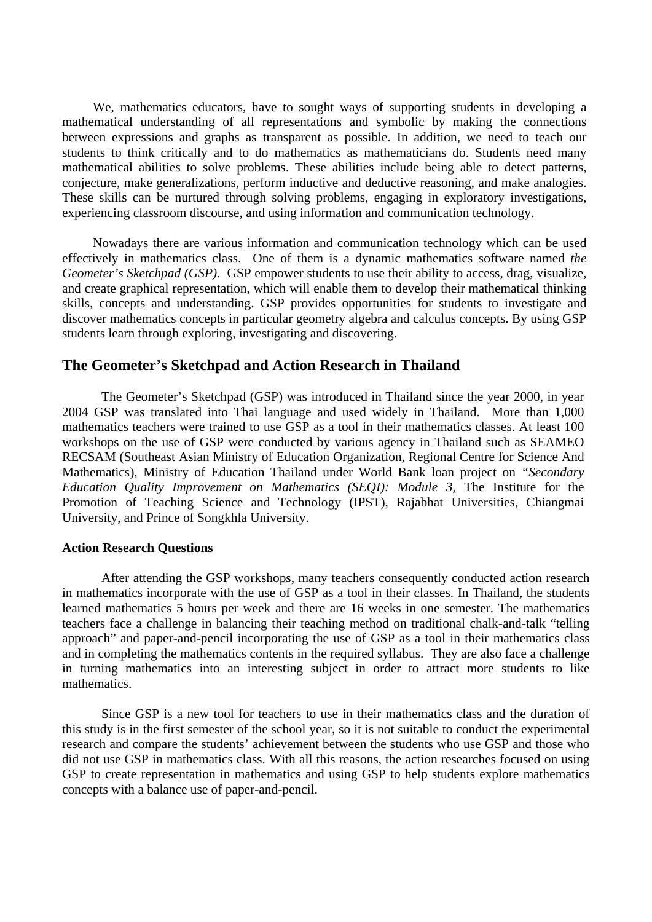We, mathematics educators, have to sought ways of supporting students in developing a mathematical understanding of all representations and symbolic by making the connections between expressions and graphs as transparent as possible. In addition, we need to teach our students to think critically and to do mathematics as mathematicians do. Students need many mathematical abilities to solve problems. These abilities include being able to detect patterns, conjecture, make generalizations, perform inductive and deductive reasoning, and make analogies. These skills can be nurtured through solving problems, engaging in exploratory investigations, experiencing classroom discourse, and using information and communication technology.

Nowadays there are various information and communication technology which can be used effectively in mathematics class. One of them is a dynamic mathematics software named *the Geometer's Sketchpad (GSP).* GSP empower students to use their ability to access, drag, visualize, and create graphical representation, which will enable them to develop their mathematical thinking skills, concepts and understanding. GSP provides opportunities for students to investigate and discover mathematics concepts in particular geometry algebra and calculus concepts. By using GSP students learn through exploring, investigating and discovering.

## The Geometer's Sketchpad and Action Research in Thailand

The Geometer's Sketchpad (GSP) was introduced in Thailand since the year 2000, in year 2004 GSP was translated into Thai language and used widely in Thailand. More than 1,000 mathematics teachers were trained to use GSP as a tool in their mathematics classes. At least 100 workshops on the use of GSP were conducted by various agency in Thailand such as SEAMEO RECSAM (Southeast Asian Ministry of Education Organization, Regional Centre for Science And Mathematics), Ministry of Education Thailand under World Bank loan project on *"Secondary Education Quality Improvement on Mathematics (SEQI): Module 3*, The Institute for the Promotion of Teaching Science and Technology (IPST), Rajabhat Universities, Chiangmai University, and Prince of Songkhla University.

### Action Research Questions

After attending the GSP workshops, many teachers consequently conducted action research in mathematics incorporate with the use of GSP as a tool in their classes. In Thailand, the students learned mathematics 5 hours per week and there are 16 weeks in one semester. The mathematics teachers face a challenge in balancing their teaching method on traditional chalk-and-talk "telling approach" and paper-and-pencil incorporating the use of GSP as a tool in their mathematics class and in completing the mathematics contents in the required syllabus. They are also face a challenge in turning mathematics into an interesting subject in order to attract more students to like mathematics.

Since GSP is a new tool for teachers to use in their mathematics class and the duration of this study is in the first semester of the school year, so it is not suitable to conduct the experimental research and compare the students' achievement between the students who use GSP and those who did not use GSP in mathematics class. With all this reasons, the action researches focused on using GSP to create representation in mathematics and using GSP to help students explore mathematics concepts with a balance use of paper-and-pencil.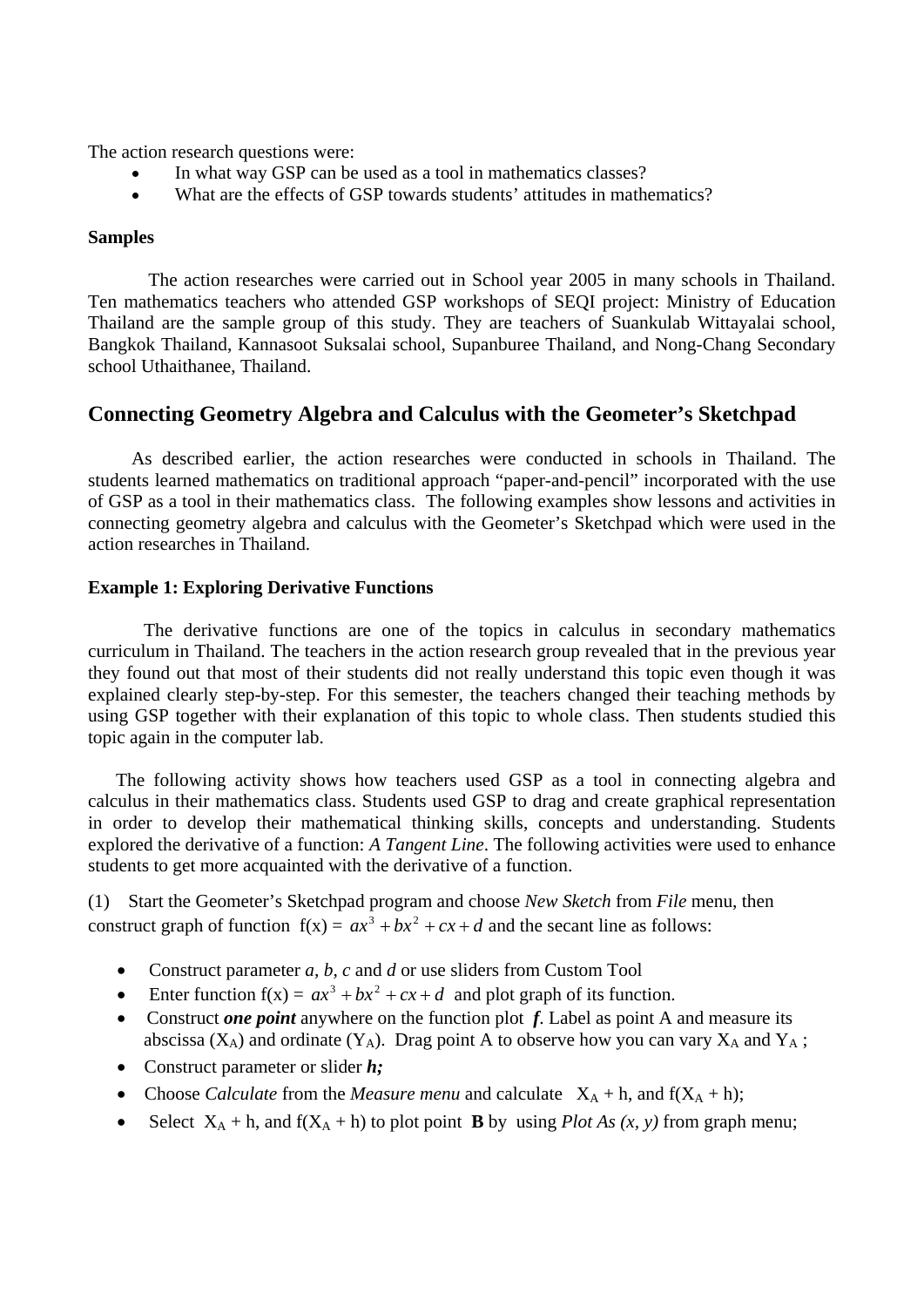The action research questions were:

- In what way GSP can be used as a tool in mathematics classes?
- What are the effects of GSP towards students' attitudes in mathematics?

**Samples**

The action researches were carried out in School year 2005 in many schools in Thailand. Ten mathematics teachers who attended GSP workshops of SEQI project: Ministry of Education Thailand are the sample group of this study. They are teachers of Suankulab Wittayalai school, Bangkok Thailand, Kannasoot Suksalai school, Supanburee Thailand, and Nong-Chang Secondary school Uthaithanee, Thailand.

## Connecting Geometry Algebra and Calculus with the Geometer's Sketchpad

As described earlier, the action researches were conducted in schools in Thailand. The students learned mathematics on traditional approach "paper-and-pencil" incorporated with the use of GSP as a tool in their mathematics class. The following examples show lessons and activities in connecting geometry algebra and calculus with the Geometer's Sketchpad which were used in the action researches in Thailand.

**Example 1: Exploring Derivative Functions**

The derivative functions are one of the topics in calculus in secondary mathematics curriculum in Thailand. The teachers in the action research group revealed that in the previous year they found out that most of their students did not really understand this topic even though it was explained clearly step-by-step. For this semester, the teachers changed their teaching methods by using GSP together with their explanation of this topic to whole class. Then students studied this topic again in the computer lab.

The following activity shows how teachers used GSP as a tool in connecting algebra and calculus in their mathematics class. Students used GSP to drag and create graphical representation in order to develop their mathematical thinking skills, concepts and understanding. Students explored the derivative of a function: *A Tangent Line*. The following activities were used to enhance students to get more acquainted with the derivative of a function.

(1) Start the Geometer's Sketchpad program and choose *New Sketch* from *File* menu, then construct graph of function f(x) = $ax^3 + bx^2 + cx + d$ and the secant line as follows:

- Construct parameter *a*, *b*, *c* and *d* or use sliders from Custom Tool
- Enter function f(x) = $ax^3 + bx^2 + cx + d$ and plot graph of its function.
- Construct ***one point*** anywhere on the function plot ***f***. Label as point A and measure its abscissa ($X_A$) and ordinate ($Y_A$). Drag point A to observe how you can vary $X_A$ and $Y_A$ ;
- Construct parameter or slider ***h;***
- Choose *Calculate* from the *Measure menu* and calculate $X_A$ + h, and f($X_A$ + h);
- Select $X_A$ + h, and f($X_A$ + h) to plot point **B** by using *Plot As (x, y)* from graph menu;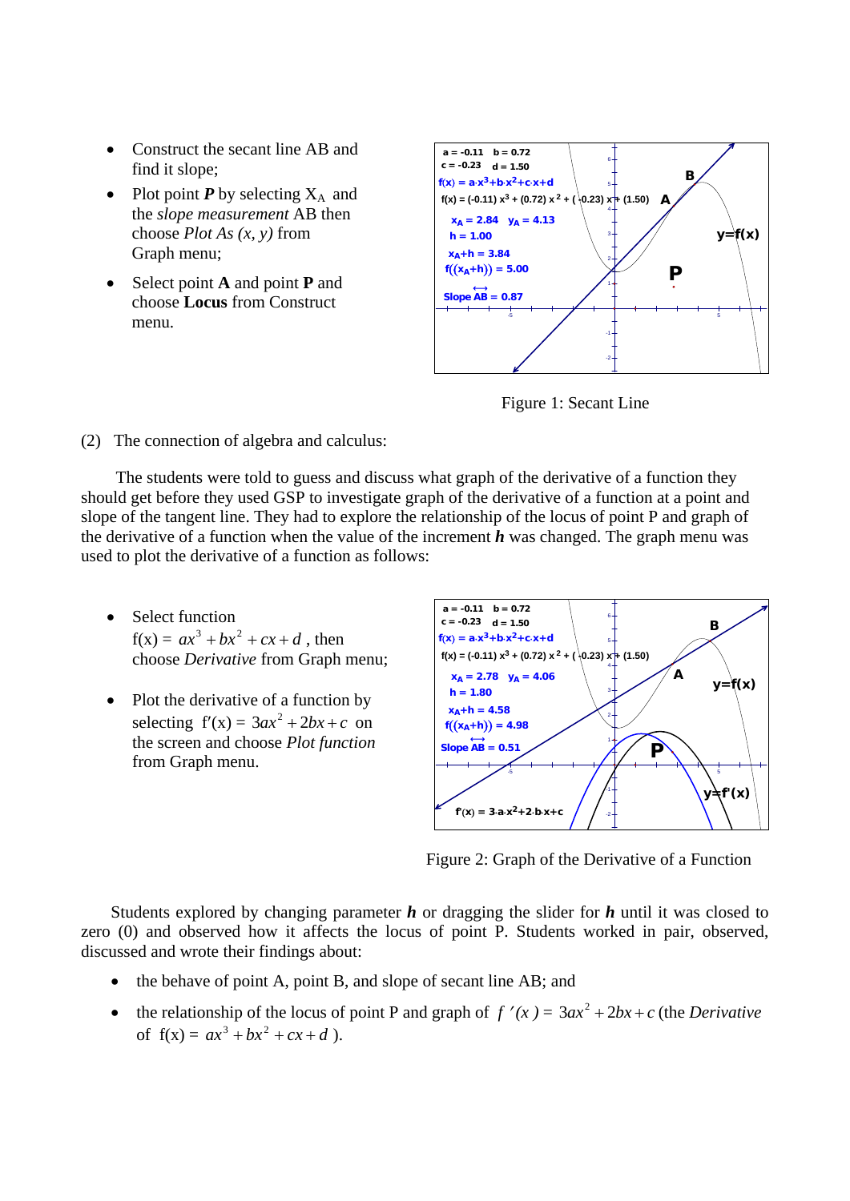- Construct the secant line AB and find it slope;
- Plot point ***P*** by selecting $X_A$ and the *slope measurement* AB then choose *Plot As (x, y)* from Graph menu;
- Select point **A** and point **P** and choose **Locus** from Construct menu.

Figure 1: Secant Line

(2) The connection of algebra and calculus:

The students were told to guess and discuss what graph of the derivative of a function they should get before they used GSP to investigate graph of the derivative of a function at a point and slope of the tangent line. They had to explore the relationship of the locus of point P and graph of the derivative of a function when the value of the increment ***h*** was changed. The graph menu was used to plot the derivative of a function as follows:

- Select function $f(x) = ax^3 + bx^2 + cx + d$ , then choose *Derivative* from Graph menu;
- Plot the derivative of a function by selecting $f'(x) = 3ax^2 + 2bx + c$ on the screen and choose *Plot function* from Graph menu.

Figure 2: Graph of the Derivative of a Function

Students explored by changing parameter ***h*** or dragging the slider for ***h*** until it was closed to zero (0) and observed how it affects the locus of point P. Students worked in pair, observed, discussed and wrote their findings about:

- the behave of point A, point B, and slope of secant line AB; and
- the relationship of the locus of point P and graph of $f'(x) = 3ax^2 + 2bx + c$ (the *Derivative* of $f(x) = ax^3 + bx^2 + cx + d$ ).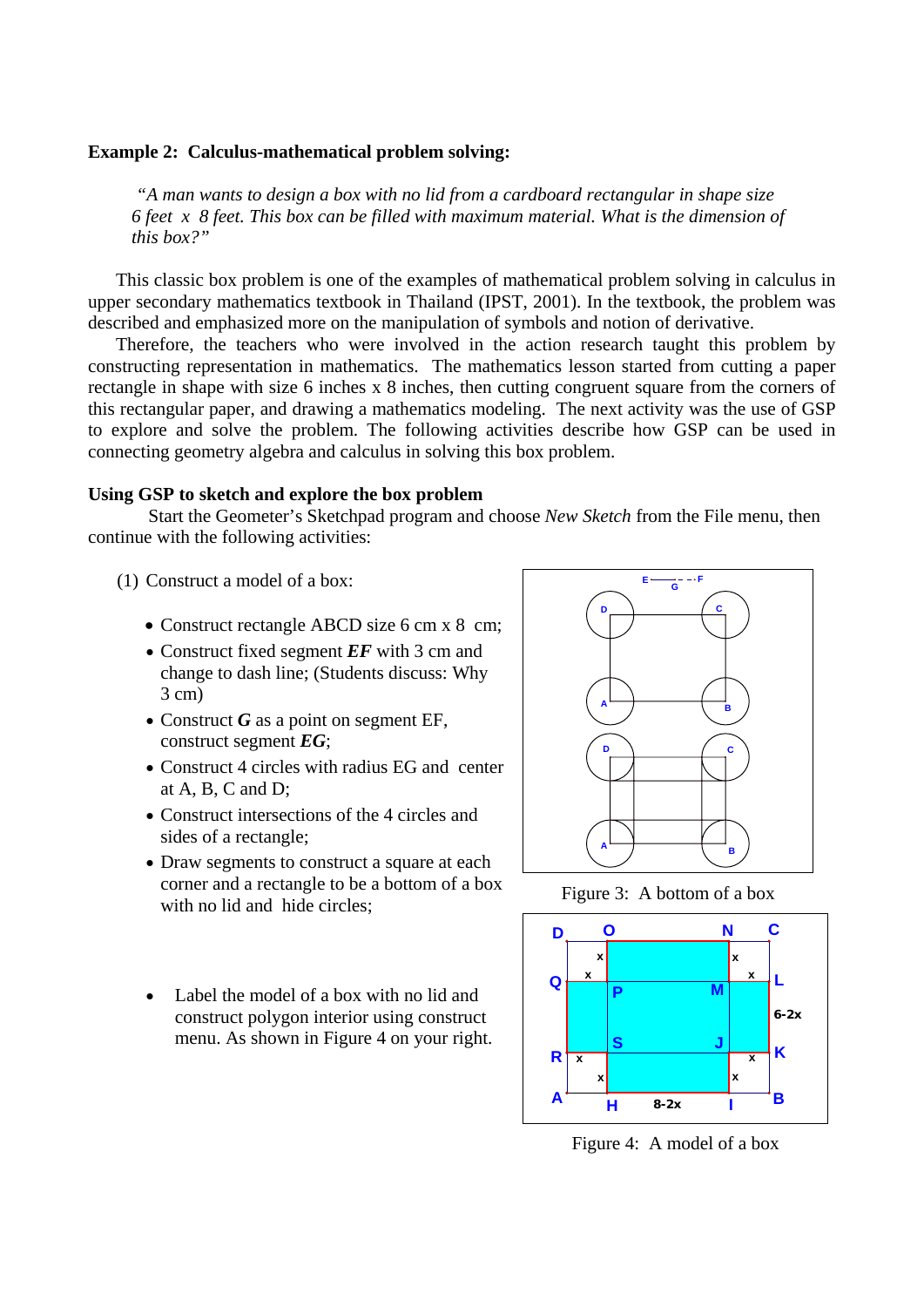**Example 2: Calculus-mathematical problem solving:**

> *"A man wants to design a box with no lid from a cardboard rectangular in shape size 6 feet x 8 feet. This box can be filled with maximum material. What is the dimension of this box?"*

This classic box problem is one of the examples of mathematical problem solving in calculus in upper secondary mathematics textbook in Thailand (IPST, 2001). In the textbook, the problem was described and emphasized more on the manipulation of symbols and notion of derivative.

Therefore, the teachers who were involved in the action research taught this problem by constructing representation in mathematics. The mathematics lesson started from cutting a paper rectangle in shape with size 6 inches x 8 inches, then cutting congruent square from the corners of this rectangular paper, and drawing a mathematics modeling. The next activity was the use of GSP to explore and solve the problem. The following activities describe how GSP can be used in connecting geometry algebra and calculus in solving this box problem.

**Using GSP to sketch and explore the box problem**

Start the Geometer's Sketchpad program and choose *New Sketch* from the File menu, then continue with the following activities:

(1) Construct a model of a box:

- Construct rectangle ABCD size 6 cm x 8 cm;
- Construct fixed segment ***EF*** with 3 cm and change to dash line; (Students discuss: Why 3 cm)
- Construct ***G*** as a point on segment EF, construct segment ***EG***;
- Construct 4 circles with radius EG and center at A, B, C and D;
- Construct intersections of the 4 circles and sides of a rectangle;
- Draw segments to construct a square at each corner and a rectangle to be a bottom of a box with no lid and hide circles;

Figure 3: A bottom of a box

- Label the model of a box with no lid and construct polygon interior using construct menu. As shown in Figure 4 on your right.

Figure 4: A model of a box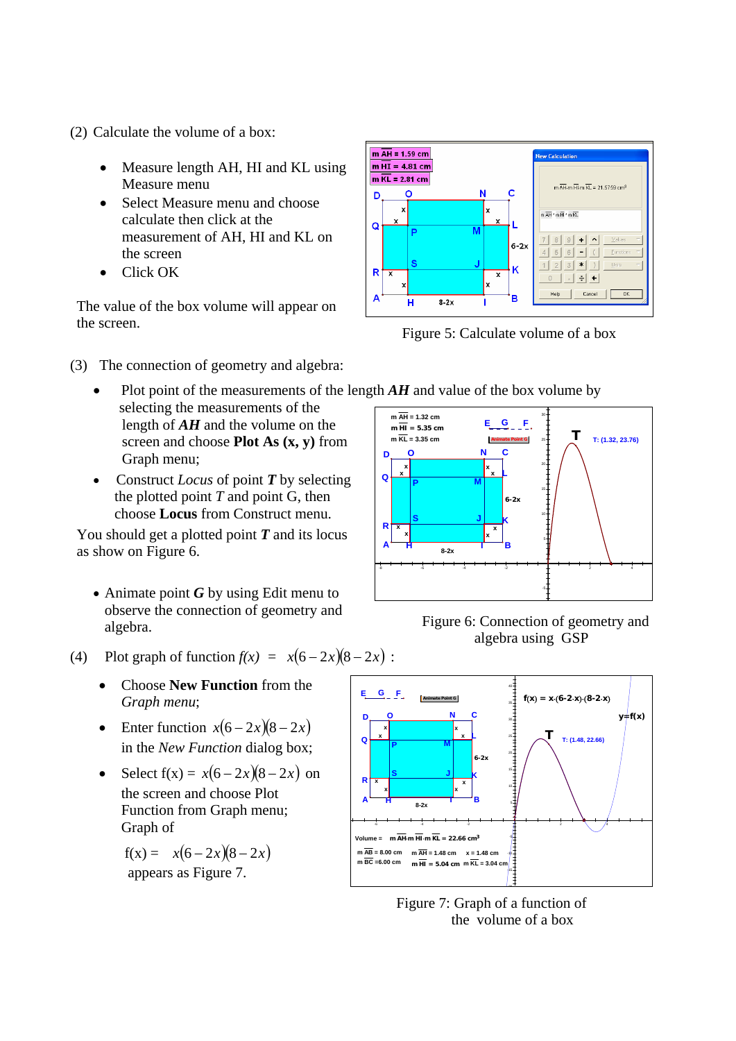(2) Calculate the volume of a box:

- Measure length AH, HI and KL using Measure menu
- Select Measure menu and choose calculate then click at the measurement of AH, HI and KL on the screen
- Click OK

The value of the box volume will appear on the screen.

Figure 5: Calculate volume of a box

(3) The connection of geometry and algebra:

- Plot point of the measurements of the length ***AH*** and value of the box volume by selecting the measurements of the length of ***AH*** and the volume on the screen and choose **Plot As (x, y)** from Graph menu;
- Construct *Locus* of point ***T*** by selecting the plotted point *T* and point G, then choose **Locus** from Construct menu.

You should get a plotted point ***T*** and its locus as show on Figure 6.

- Animate point ***G*** by using Edit menu to observe the connection of geometry and algebra.

Figure 6: Connection of geometry and algebra using GSP

(4) Plot graph of function *f(x)* = $x(6-2x)(8-2x)$ :

- Choose **New Function** from the *Graph menu*;
- Enter function $x(6-2x)(8-2x)$ in the *New Function* dialog box;
- Select f(x) = $x(6-2x)(8-2x)$ on the screen and choose Plot Function from Graph menu; Graph of

  f(x) = $x(6-2x)(8-2x)$

  appears as Figure 7.

Figure 7: Graph of a function of the volume of a box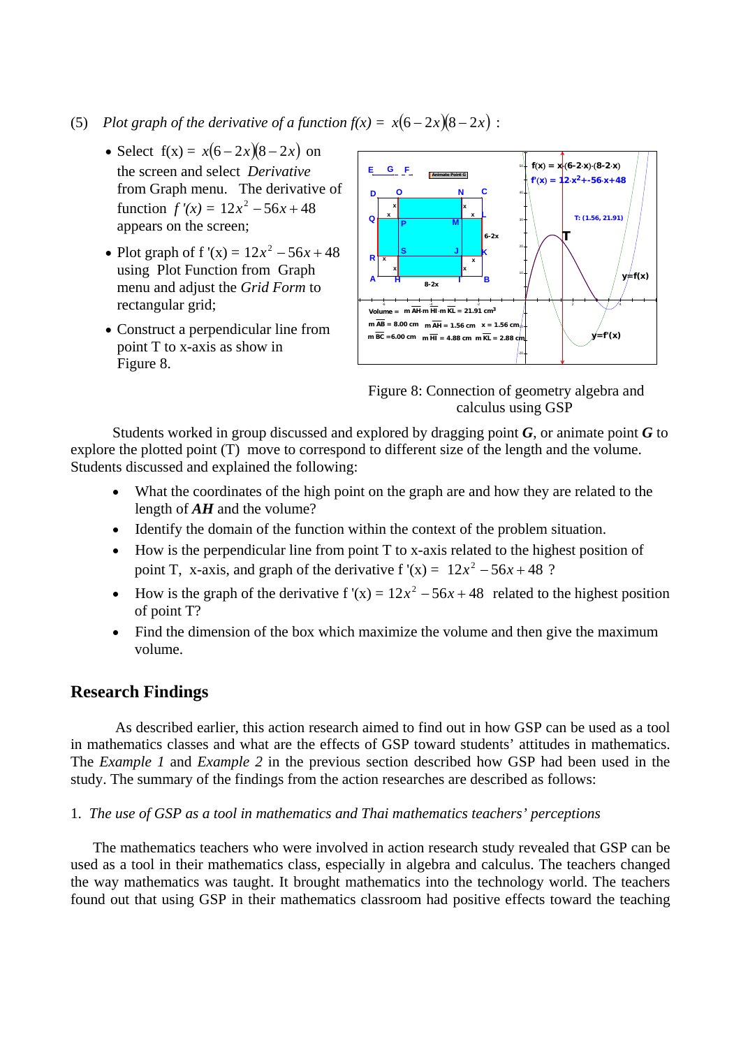(5) *Plot graph of the derivative of a function f(x) =* $x(6-2x)(8-2x)$ :

- Select $f(x) = x(6-2x)(8-2x)$ on the screen and select *Derivative* from Graph menu. The derivative of function $f'(x) = 12x^2 - 56x + 48$ appears on the screen;
- Plot graph of $f'(x) = 12x^2 - 56x + 48$ using Plot Function from Graph menu and adjust the *Grid Form* to rectangular grid;
- Construct a perpendicular line from point T to x-axis as show in Figure 8.

Figure 8: Connection of geometry algebra and calculus using GSP

Students worked in group discussed and explored by dragging point ***G***, or animate point ***G*** to explore the plotted point (T) move to correspond to different size of the length and the volume. Students discussed and explained the following:

- What the coordinates of the high point on the graph are and how they are related to the length of ***AH*** and the volume?
- Identify the domain of the function within the context of the problem situation.
- How is the perpendicular line from point T to x-axis related to the highest position of point T, x-axis, and graph of the derivative $f'(x) = 12x^2 - 56x + 48$ ?
- How is the graph of the derivative $f'(x) = 12x^2 - 56x + 48$ related to the highest position of point T?
- Find the dimension of the box which maximize the volume and then give the maximum volume.

## Research Findings

As described earlier, this action research aimed to find out in how GSP can be used as a tool in mathematics classes and what are the effects of GSP toward students' attitudes in mathematics. The *Example 1* and *Example 2* in the previous section described how GSP had been used in the study. The summary of the findings from the action researches are described as follows:

1. *The use of GSP as a tool in mathematics and Thai mathematics teachers' perceptions*

The mathematics teachers who were involved in action research study revealed that GSP can be used as a tool in their mathematics class, especially in algebra and calculus. The teachers changed the way mathematics was taught. It brought mathematics into the technology world. The teachers found out that using GSP in their mathematics classroom had positive effects toward the teaching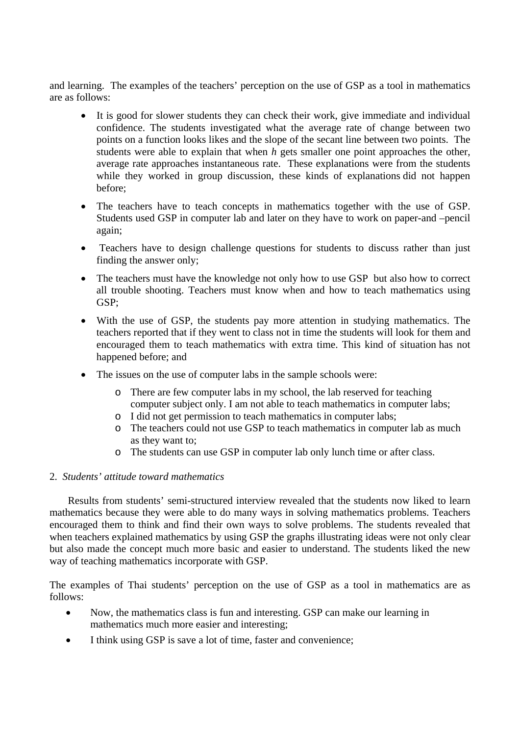and learning. The examples of the teachers' perception on the use of GSP as a tool in mathematics are as follows:

- It is good for slower students they can check their work, give immediate and individual confidence. The students investigated what the average rate of change between two points on a function looks likes and the slope of the secant line between two points. The students were able to explain that when $h$ gets smaller one point approaches the other, average rate approaches instantaneous rate. These explanations were from the students while they worked in group discussion, these kinds of explanations did not happen before;
- The teachers have to teach concepts in mathematics together with the use of GSP. Students used GSP in computer lab and later on they have to work on paper-and –pencil again;
- Teachers have to design challenge questions for students to discuss rather than just finding the answer only;
- The teachers must have the knowledge not only how to use GSP but also how to correct all trouble shooting. Teachers must know when and how to teach mathematics using GSP;
- With the use of GSP, the students pay more attention in studying mathematics. The teachers reported that if they went to class not in time the students will look for them and encouraged them to teach mathematics with extra time. This kind of situation has not happened before; and
- The issues on the use of computer labs in the sample schools were:
  - There are few computer labs in my school, the lab reserved for teaching computer subject only. I am not able to teach mathematics in computer labs;
  - I did not get permission to teach mathematics in computer labs;
  - The teachers could not use GSP to teach mathematics in computer lab as much as they want to;
  - The students can use GSP in computer lab only lunch time or after class.

2. *Students' attitude toward mathematics*

Results from students' semi-structured interview revealed that the students now liked to learn mathematics because they were able to do many ways in solving mathematics problems. Teachers encouraged them to think and find their own ways to solve problems. The students revealed that when teachers explained mathematics by using GSP the graphs illustrating ideas were not only clear but also made the concept much more basic and easier to understand. The students liked the new way of teaching mathematics incorporate with GSP.

The examples of Thai students' perception on the use of GSP as a tool in mathematics are as follows:

- Now, the mathematics class is fun and interesting. GSP can make our learning in mathematics much more easier and interesting;
- I think using GSP is save a lot of time, faster and convenience;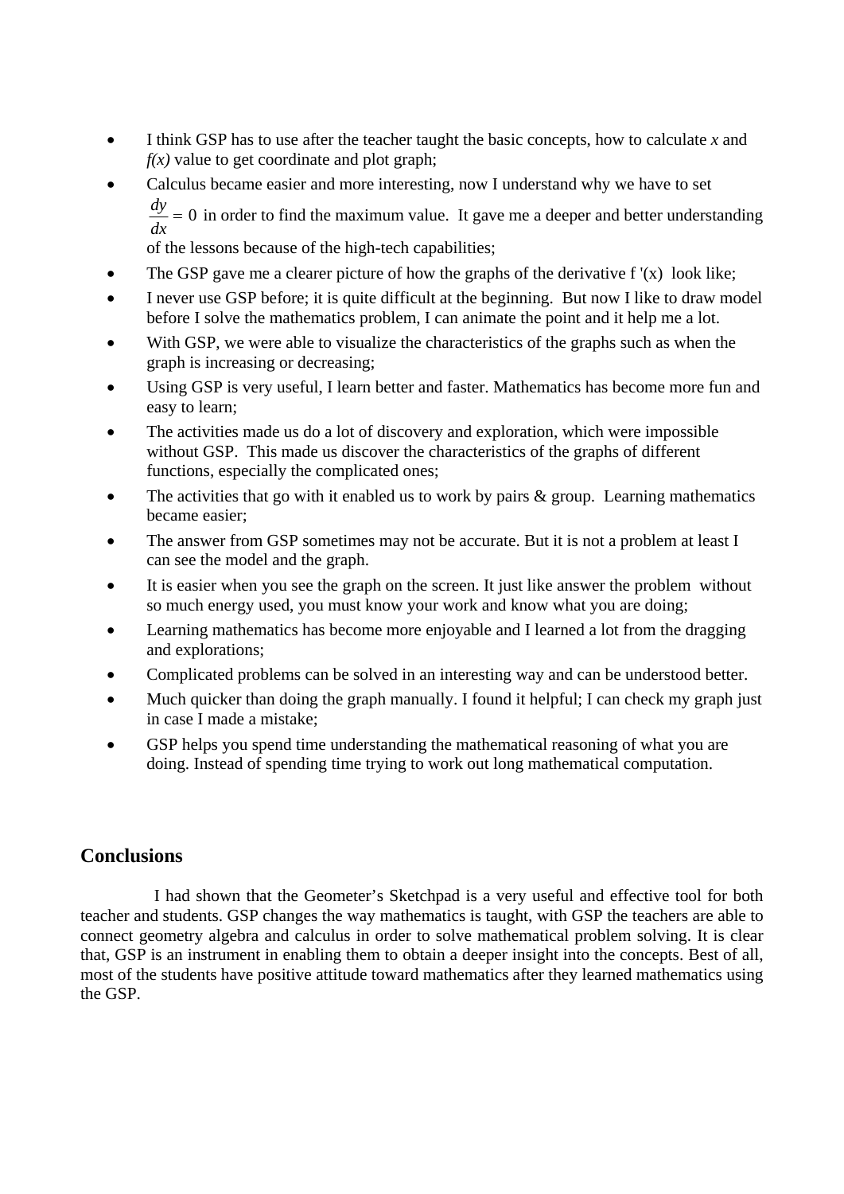- I think GSP has to use after the teacher taught the basic concepts, how to calculate *x* and *f(x)* value to get coordinate and plot graph;
- Calculus became easier and more interesting, now I understand why we have to set $\frac{dy}{dx} = 0$ in order to find the maximum value. It gave me a deeper and better understanding of the lessons because of the high-tech capabilities;
- The GSP gave me a clearer picture of how the graphs of the derivative $f'(x)$ look like;
- I never use GSP before; it is quite difficult at the beginning. But now I like to draw model before I solve the mathematics problem, I can animate the point and it help me a lot.
- With GSP, we were able to visualize the characteristics of the graphs such as when the graph is increasing or decreasing;
- Using GSP is very useful, I learn better and faster. Mathematics has become more fun and easy to learn;
- The activities made us do a lot of discovery and exploration, which were impossible without GSP. This made us discover the characteristics of the graphs of different functions, especially the complicated ones;
- The activities that go with it enabled us to work by pairs & group. Learning mathematics became easier;
- The answer from GSP sometimes may not be accurate. But it is not a problem at least I can see the model and the graph.
- It is easier when you see the graph on the screen. It just like answer the problem without so much energy used, you must know your work and know what you are doing;
- Learning mathematics has become more enjoyable and I learned a lot from the dragging and explorations;
- Complicated problems can be solved in an interesting way and can be understood better.
- Much quicker than doing the graph manually. I found it helpful; I can check my graph just in case I made a mistake;
- GSP helps you spend time understanding the mathematical reasoning of what you are doing. Instead of spending time trying to work out long mathematical computation.

## Conclusions

I had shown that the Geometer's Sketchpad is a very useful and effective tool for both teacher and students. GSP changes the way mathematics is taught, with GSP the teachers are able to connect geometry algebra and calculus in order to solve mathematical problem solving. It is clear that, GSP is an instrument in enabling them to obtain a deeper insight into the concepts. Best of all, most of the students have positive attitude toward mathematics after they learned mathematics using the GSP.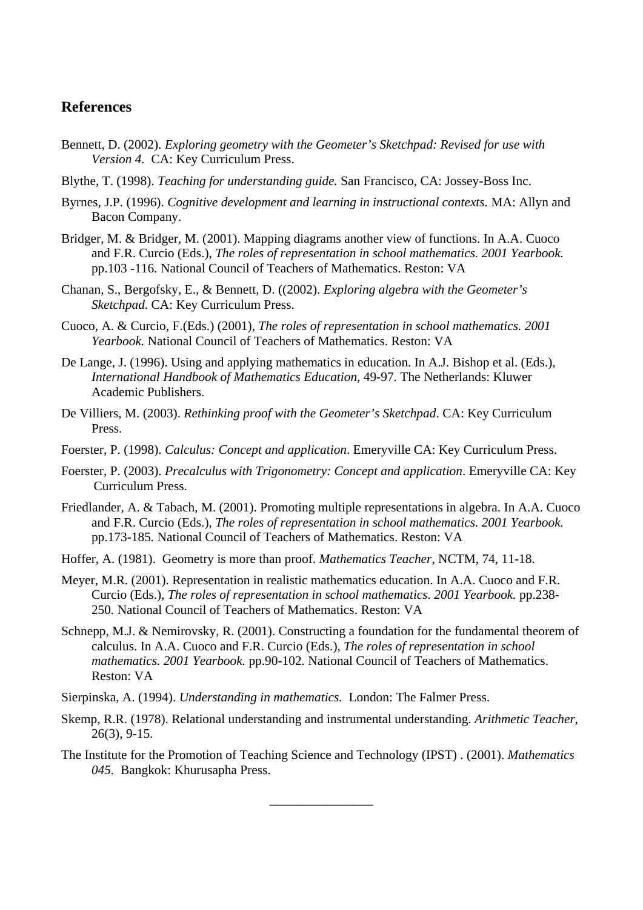## References

Bennett, D. (2002). *Exploring geometry with the Geometer's Sketchpad: Revised for use with Version 4.* CA: Key Curriculum Press.

Blythe, T. (1998). *Teaching for understanding guide.* San Francisco, CA: Jossey-Boss Inc.

Byrnes, J.P. (1996). *Cognitive development and learning in instructional contexts.* MA: Allyn and Bacon Company.

Bridger, M. & Bridger, M. (2001). Mapping diagrams another view of functions. In A.A. Cuoco and F.R. Curcio (Eds.), *The roles of representation in school mathematics. 2001 Yearbook.* pp.103 -116. National Council of Teachers of Mathematics. Reston: VA

Chanan, S., Bergofsky, E., & Bennett, D. ((2002). *Exploring algebra with the Geometer's Sketchpad.* CA: Key Curriculum Press.

Cuoco, A. & Curcio, F.(Eds.) (2001), *The roles of representation in school mathematics. 2001 Yearbook.* National Council of Teachers of Mathematics. Reston: VA

De Lange, J. (1996). Using and applying mathematics in education. In A.J. Bishop et al. (Eds.), *International Handbook of Mathematics Education*, 49-97. The Netherlands: Kluwer Academic Publishers.

De Villiers, M. (2003). *Rethinking proof with the Geometer's Sketchpad*. CA: Key Curriculum Press.

Foerster, P. (1998). *Calculus: Concept and application*. Emeryville CA: Key Curriculum Press.

Foerster, P. (2003). *Precalculus with Trigonometry: Concept and application*. Emeryville CA: Key Curriculum Press.

Friedlander, A. & Tabach, M. (2001). Promoting multiple representations in algebra. In A.A. Cuoco and F.R. Curcio (Eds.), *The roles of representation in school mathematics. 2001 Yearbook.* pp.173-185. National Council of Teachers of Mathematics. Reston: VA

Hoffer, A. (1981). Geometry is more than proof. *Mathematics Teacher*, NCTM, 74, 11-18.

Meyer, M.R. (2001). Representation in realistic mathematics education. In A.A. Cuoco and F.R. Curcio (Eds.), *The roles of representation in school mathematics. 2001 Yearbook.* pp.238-250. National Council of Teachers of Mathematics. Reston: VA

Schnepp, M.J. & Nemirovsky, R. (2001). Constructing a foundation for the fundamental theorem of calculus. In A.A. Cuoco and F.R. Curcio (Eds.), *The roles of representation in school mathematics. 2001 Yearbook.* pp.90-102. National Council of Teachers of Mathematics. Reston: VA

Sierpinska, A. (1994). *Understanding in mathematics.* London: The Falmer Press.

Skemp, R.R. (1978). Relational understanding and instrumental understanding. *Arithmetic Teacher,* 26(3), 9-15.

The Institute for the Promotion of Teaching Science and Technology (IPST) . (2001). *Mathematics 045.* Bangkok: Khurusapha Press.

\_\_\_\_\_\_\_\_\_\_\_\_\_\_\_\_